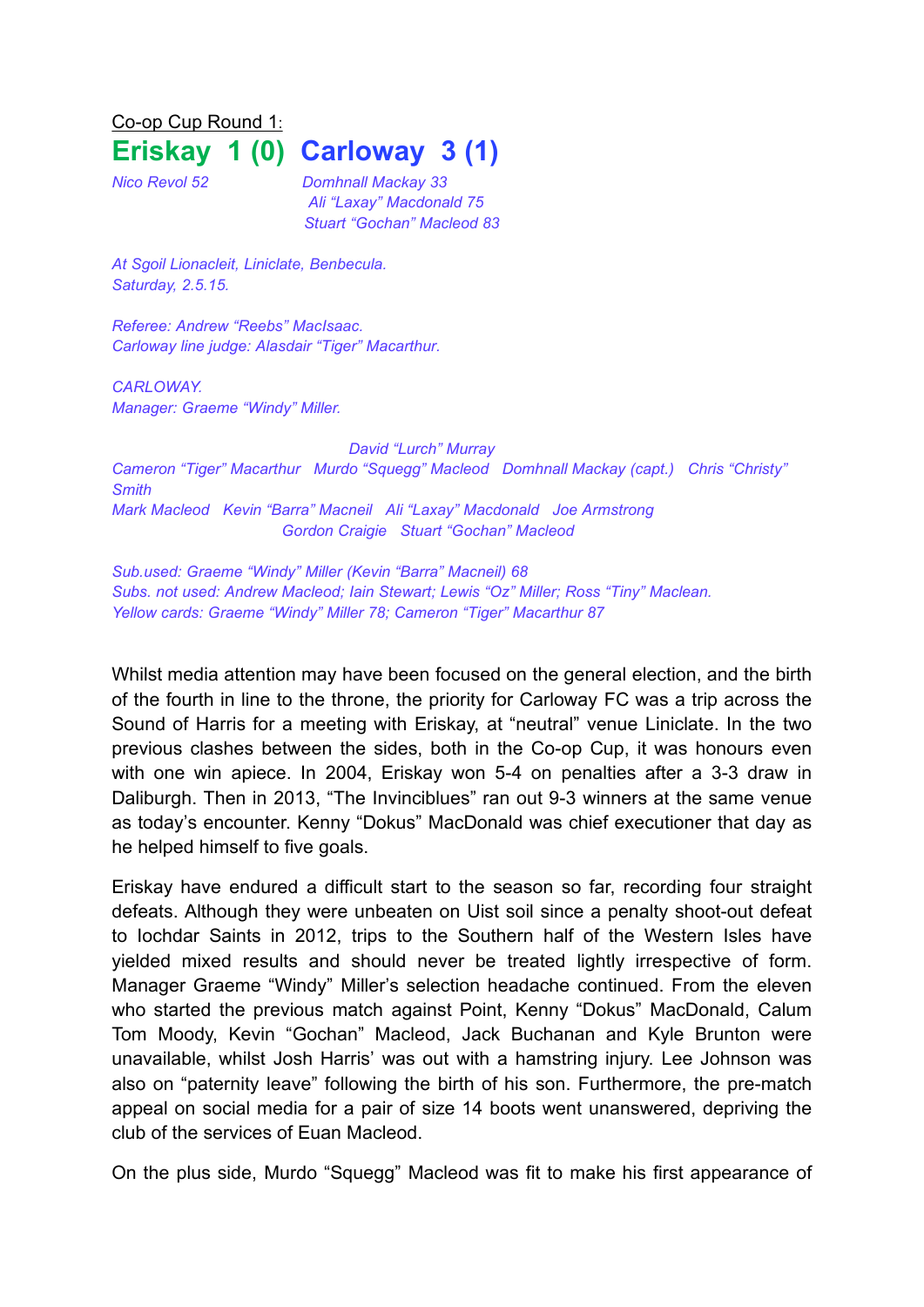Co-op Cup Round 1:

# Eriskay 1 (0) Carloway 3 (1)

*Nico Revol 52*

*Domhnall Mackay 33*
*Ali "Laxay" Macdonald 75*
*Stuart "Gochan" Macleod 83*

*At Sgoil Lionacleit, Liniclate, Benbecula.*
*Saturday, 2.5.15.*

*Referee: Andrew "Reebs" MacIsaac.*
*Carloway line judge: Alasdair "Tiger" Macarthur.*

*CARLOWAY.*
*Manager: Graeme "Windy" Miller.*

*David "Lurch" Murray*
*Cameron "Tiger" Macarthur Murdo "Squegg" Macleod Domhnall Mackay (capt.) Chris "Christy" Smith*
*Mark Macleod Kevin "Barra" Macneil Ali "Laxay" Macdonald Joe Armstrong*
*Gordon Craigie Stuart "Gochan" Macleod*

*Sub.used: Graeme "Windy" Miller (Kevin "Barra" Macneil) 68*
*Subs. not used: Andrew Macleod; Iain Stewart; Lewis "Oz" Miller; Ross "Tiny" Maclean.*
*Yellow cards: Graeme "Windy" Miller 78; Cameron "Tiger" Macarthur 87*

Whilst media attention may have been focused on the general election, and the birth of the fourth in line to the throne, the priority for Carloway FC was a trip across the Sound of Harris for a meeting with Eriskay, at "neutral" venue Liniclate. In the two previous clashes between the sides, both in the Co-op Cup, it was honours even with one win apiece. In 2004, Eriskay won 5-4 on penalties after a 3-3 draw in Daliburgh. Then in 2013, "The Invinciblues" ran out 9-3 winners at the same venue as today's encounter. Kenny "Dokus" MacDonald was chief executioner that day as he helped himself to five goals.

Eriskay have endured a difficult start to the season so far, recording four straight defeats. Although they were unbeaten on Uist soil since a penalty shoot-out defeat to Iochdar Saints in 2012, trips to the Southern half of the Western Isles have yielded mixed results and should never be treated lightly irrespective of form. Manager Graeme "Windy" Miller's selection headache continued. From the eleven who started the previous match against Point, Kenny "Dokus" MacDonald, Calum Tom Moody, Kevin "Gochan" Macleod, Jack Buchanan and Kyle Brunton were unavailable, whilst Josh Harris' was out with a hamstring injury. Lee Johnson was also on "paternity leave" following the birth of his son. Furthermore, the pre-match appeal on social media for a pair of size 14 boots went unanswered, depriving the club of the services of Euan Macleod.

On the plus side, Murdo "Squegg" Macleod was fit to make his first appearance of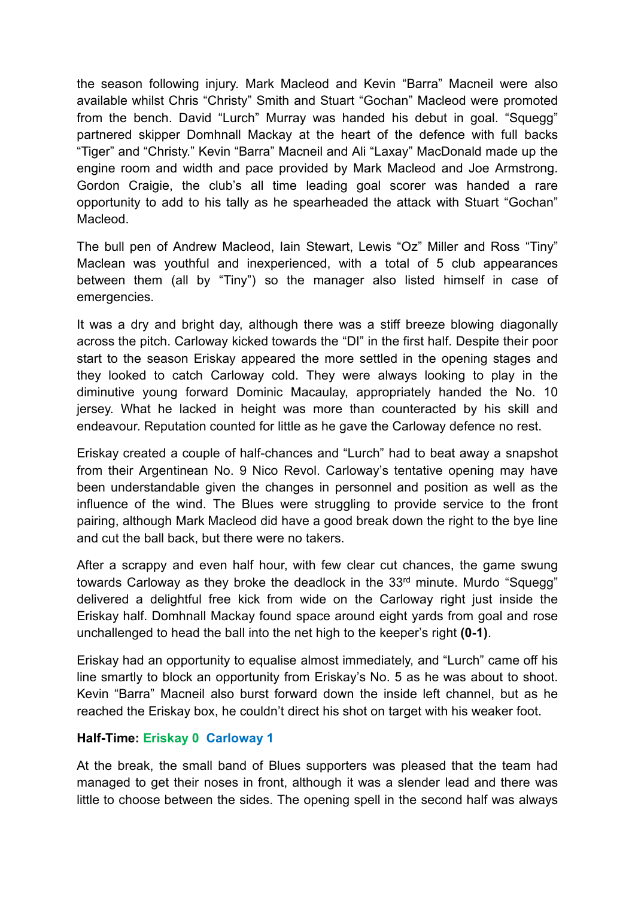the season following injury. Mark Macleod and Kevin "Barra" Macneil were also available whilst Chris "Christy" Smith and Stuart "Gochan" Macleod were promoted from the bench. David "Lurch" Murray was handed his debut in goal. "Squegg" partnered skipper Domhnall Mackay at the heart of the defence with full backs "Tiger" and "Christy." Kevin "Barra" Macneil and Ali "Laxay" MacDonald made up the engine room and width and pace provided by Mark Macleod and Joe Armstrong. Gordon Craigie, the club's all time leading goal scorer was handed a rare opportunity to add to his tally as he spearheaded the attack with Stuart "Gochan" Macleod.

The bull pen of Andrew Macleod, Iain Stewart, Lewis "Oz" Miller and Ross "Tiny" Maclean was youthful and inexperienced, with a total of 5 club appearances between them (all by "Tiny") so the manager also listed himself in case of emergencies.

It was a dry and bright day, although there was a stiff breeze blowing diagonally across the pitch. Carloway kicked towards the "DI" in the first half. Despite their poor start to the season Eriskay appeared the more settled in the opening stages and they looked to catch Carloway cold. They were always looking to play in the diminutive young forward Dominic Macaulay, appropriately handed the No. 10 jersey. What he lacked in height was more than counteracted by his skill and endeavour. Reputation counted for little as he gave the Carloway defence no rest.

Eriskay created a couple of half-chances and "Lurch" had to beat away a snapshot from their Argentinean No. 9 Nico Revol. Carloway's tentative opening may have been understandable given the changes in personnel and position as well as the influence of the wind. The Blues were struggling to provide service to the front pairing, although Mark Macleod did have a good break down the right to the bye line and cut the ball back, but there were no takers.

After a scrappy and even half hour, with few clear cut chances, the game swung towards Carloway as they broke the deadlock in the 33rd minute. Murdo "Squegg" delivered a delightful free kick from wide on the Carloway right just inside the Eriskay half. Domhnall Mackay found space around eight yards from goal and rose unchallenged to head the ball into the net high to the keeper's right **(0-1)**.

Eriskay had an opportunity to equalise almost immediately, and "Lurch" came off his line smartly to block an opportunity from Eriskay's No. 5 as he was about to shoot. Kevin "Barra" Macneil also burst forward down the inside left channel, but as he reached the Eriskay box, he couldn't direct his shot on target with his weaker foot.

**Half-Time: Eriskay 0  Carloway 1**

At the break, the small band of Blues supporters was pleased that the team had managed to get their noses in front, although it was a slender lead and there was little to choose between the sides. The opening spell in the second half was always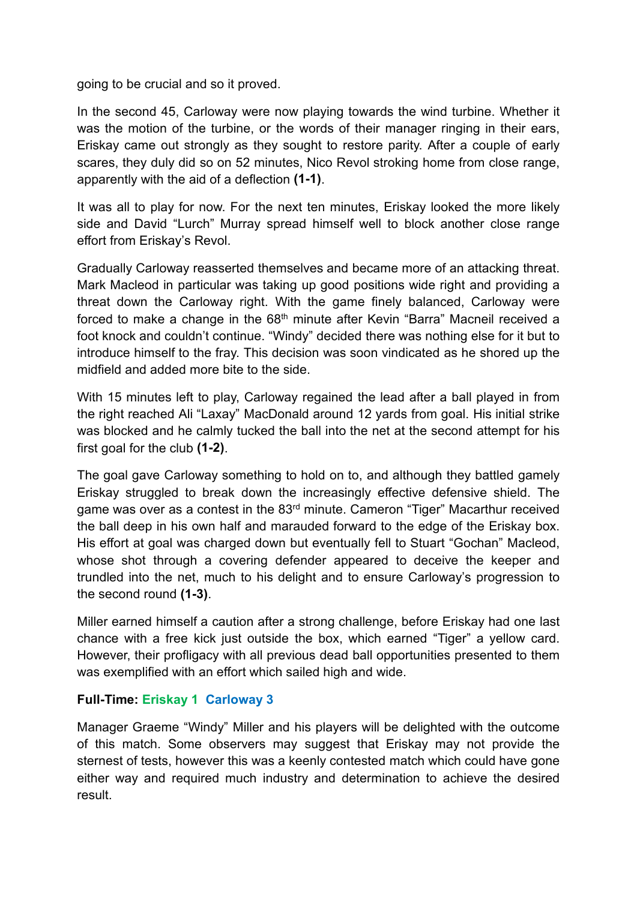going to be crucial and so it proved.

In the second 45, Carloway were now playing towards the wind turbine. Whether it was the motion of the turbine, or the words of their manager ringing in their ears, Eriskay came out strongly as they sought to restore parity. After a couple of early scares, they duly did so on 52 minutes, Nico Revol stroking home from close range, apparently with the aid of a deflection **(1-1)**.

It was all to play for now. For the next ten minutes, Eriskay looked the more likely side and David "Lurch" Murray spread himself well to block another close range effort from Eriskay's Revol.

Gradually Carloway reasserted themselves and became more of an attacking threat. Mark Macleod in particular was taking up good positions wide right and providing a threat down the Carloway right. With the game finely balanced, Carloway were forced to make a change in the 68th minute after Kevin "Barra" Macneil received a foot knock and couldn't continue. "Windy" decided there was nothing else for it but to introduce himself to the fray. This decision was soon vindicated as he shored up the midfield and added more bite to the side.

With 15 minutes left to play, Carloway regained the lead after a ball played in from the right reached Ali "Laxay" MacDonald around 12 yards from goal. His initial strike was blocked and he calmly tucked the ball into the net at the second attempt for his first goal for the club **(1-2)**.

The goal gave Carloway something to hold on to, and although they battled gamely Eriskay struggled to break down the increasingly effective defensive shield. The game was over as a contest in the 83rd minute. Cameron "Tiger" Macarthur received the ball deep in his own half and marauded forward to the edge of the Eriskay box. His effort at goal was charged down but eventually fell to Stuart "Gochan" Macleod, whose shot through a covering defender appeared to deceive the keeper and trundled into the net, much to his delight and to ensure Carloway's progression to the second round **(1-3)**.

Miller earned himself a caution after a strong challenge, before Eriskay had one last chance with a free kick just outside the box, which earned "Tiger" a yellow card. However, their profligacy with all previous dead ball opportunities presented to them was exemplified with an effort which sailed high and wide.

**Full-Time: Eriskay 1 Carloway 3**

Manager Graeme "Windy" Miller and his players will be delighted with the outcome of this match. Some observers may suggest that Eriskay may not provide the sternest of tests, however this was a keenly contested match which could have gone either way and required much industry and determination to achieve the desired result.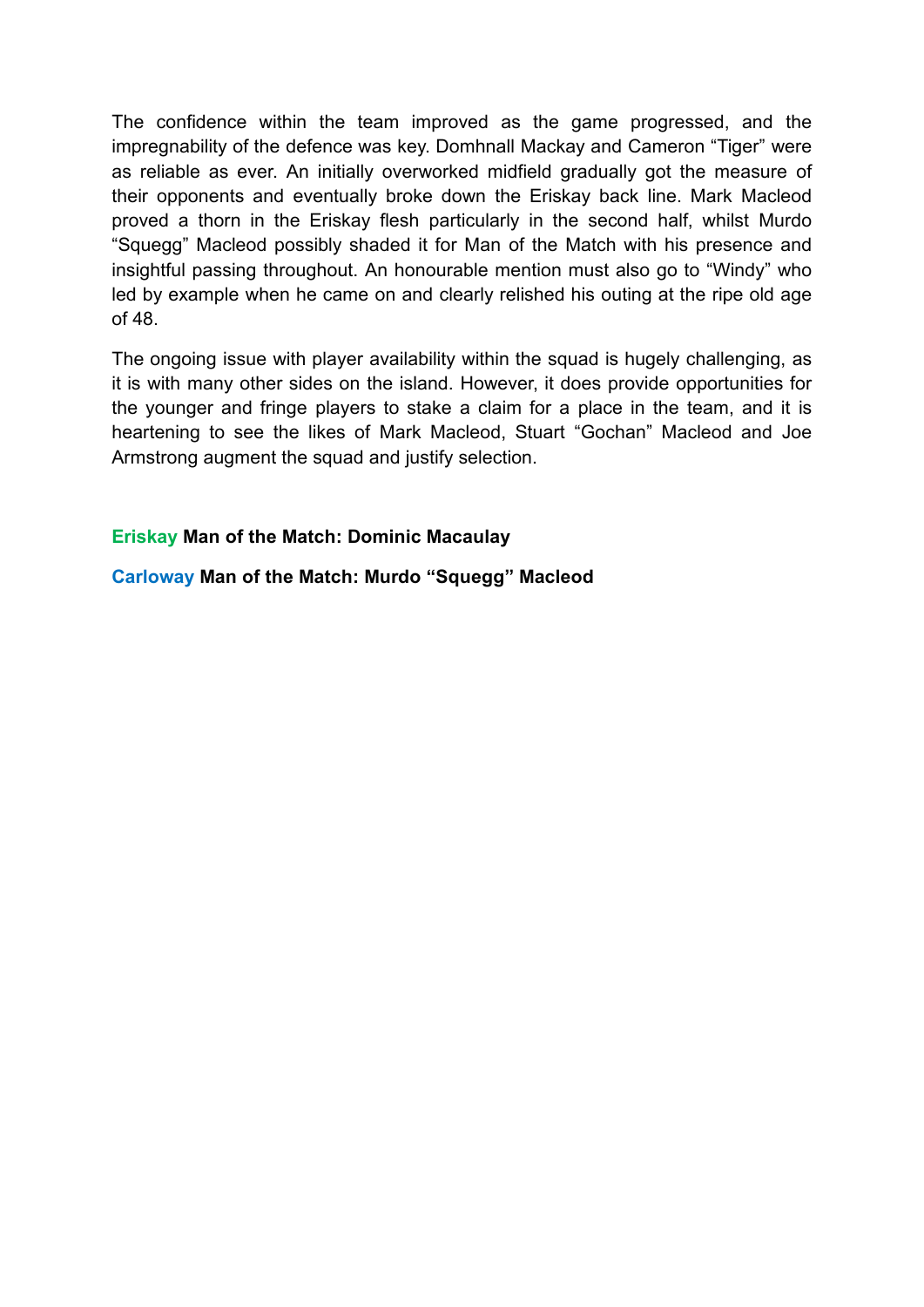The confidence within the team improved as the game progressed, and the impregnability of the defence was key. Domhnall Mackay and Cameron "Tiger" were as reliable as ever. An initially overworked midfield gradually got the measure of their opponents and eventually broke down the Eriskay back line. Mark Macleod proved a thorn in the Eriskay flesh particularly in the second half, whilst Murdo "Squegg" Macleod possibly shaded it for Man of the Match with his presence and insightful passing throughout. An honourable mention must also go to "Windy" who led by example when he came on and clearly relished his outing at the ripe old age of 48.

The ongoing issue with player availability within the squad is hugely challenging, as it is with many other sides on the island. However, it does provide opportunities for the younger and fringe players to stake a claim for a place in the team, and it is heartening to see the likes of Mark Macleod, Stuart "Gochan" Macleod and Joe Armstrong augment the squad and justify selection.

**Eriskay Man of the Match: Dominic Macaulay**

**Carloway Man of the Match: Murdo "Squegg" Macleod**